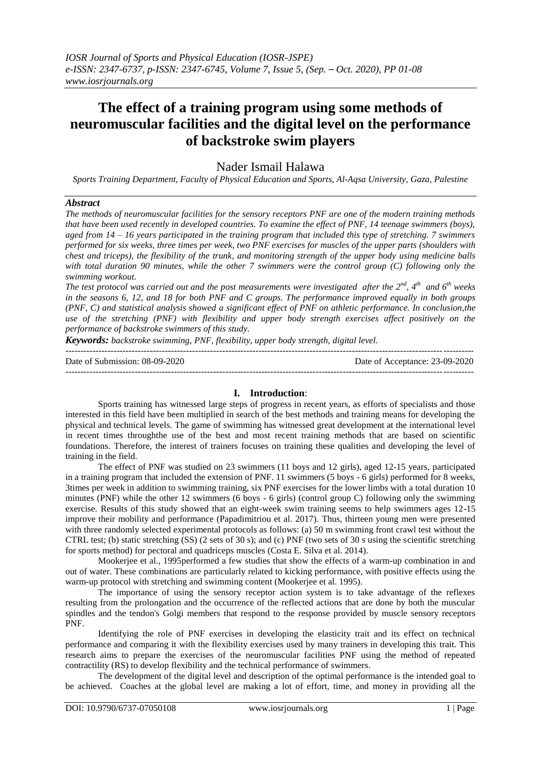# The effect of a training program using some methods of neuromuscular facilities and the digital level on the performance of backstroke swim players

Nader Ismail Halawa

*Sports Training Department, Faculty of Physical Education and Sports, Al-Aqsa University, Gaza, Palestine*

## *Abstract*

*The methods of neuromuscular facilities for the sensory receptors PNF are one of the modern training methods that have been used recently in developed countries. To examine the effect of PNF, 14 teenage swimmers (boys), aged from 14 – 16 years participated in the training program that included this type of stretching. 7 swimmers performed for six weeks, three times per week, two PNF exercises for muscles of the upper parts (shoulders with chest and triceps), the flexibility of the trunk, and monitoring strength of the upper body using medicine balls with total duration 90 minutes, while the other 7 swimmers were the control group (C) following only the swimming workout.*

*The test protocol was carried out and the post measurements were investigated after the $2^{nd}$, $4^{th}$ and $6^{th}$ weeks in the seasons 6, 12, and 18 for both PNF and C groups. The performance improved equally in both groups (PNF, C) and statistical analysis showed a significant effect of PNF on athletic performance. In conclusion,the use of the stretching (PNF) with flexibility and upper body strength exercises affect positively on the performance of backstroke swimmers of this study.*

***Keywords:*** *backstroke swimming, PNF, flexibility, upper body strength, digital level.*

---

Date of Submission: 08-09-2020 Date of Acceptance: 23-09-2020

---

## I. Introduction:

Sports training has witnessed large steps of progress in recent years, as efforts of specialists and those interested in this field have been multiplied in search of the best methods and training means for developing the physical and technical levels. The game of swimming has witnessed great development at the international level in recent times throughthe use of the best and most recent training methods that are based on scientific foundations. Therefore, the interest of trainers focuses on training these qualities and developing the level of training in the field.

The effect of PNF was studied on 23 swimmers (11 boys and 12 girls), aged 12-15 years, participated in a training program that included the extension of PNF. 11 swimmers (5 boys - 6 girls) performed for 8 weeks, 3times per week in addition to swimming training, six PNF exercises for the lower limbs with a total duration 10 minutes (PNF) while the other 12 swimmers (6 boys - 6 girls) (control group C) following only the swimming exercise. Results of this study showed that an eight-week swim training seems to help swimmers ages 12-15 improve their mobility and performance (Papadimitriou et al. 2017). Thus, thirteen young men were presented with three randomly selected experimental protocols as follows: (a) 50 m swimming front crawl test without the CTRL test; (b) static stretching (SS) (2 sets of 30 s); and (c) PNF (two sets of 30 s using the scientific stretching for sports method) for pectoral and quadriceps muscles (Costa E. Silva et al. 2014).

Mookerjee et al., 1995performed a few studies that show the effects of a warm-up combination in and out of water. These combinations are particularly related to kicking performance, with positive effects using the warm-up protocol with stretching and swimming content (Mookerjee et al. 1995).

The importance of using the sensory receptor action system is to take advantage of the reflexes resulting from the prolongation and the occurrence of the reflected actions that are done by both the muscular spindles and the tendon's Golgi members that respond to the response provided by muscle sensory receptors PNF.

Identifying the role of PNF exercises in developing the elasticity trait and its effect on technical performance and comparing it with the flexibility exercises used by many trainers in developing this trait. This research aims to prepare the exercises of the neuromuscular facilities PNF using the method of repeated contractility (RS) to develop flexibility and the technical performance of swimmers.

The development of the digital level and description of the optimal performance is the intended goal to be achieved. Coaches at the global level are making a lot of effort, time, and money in providing all the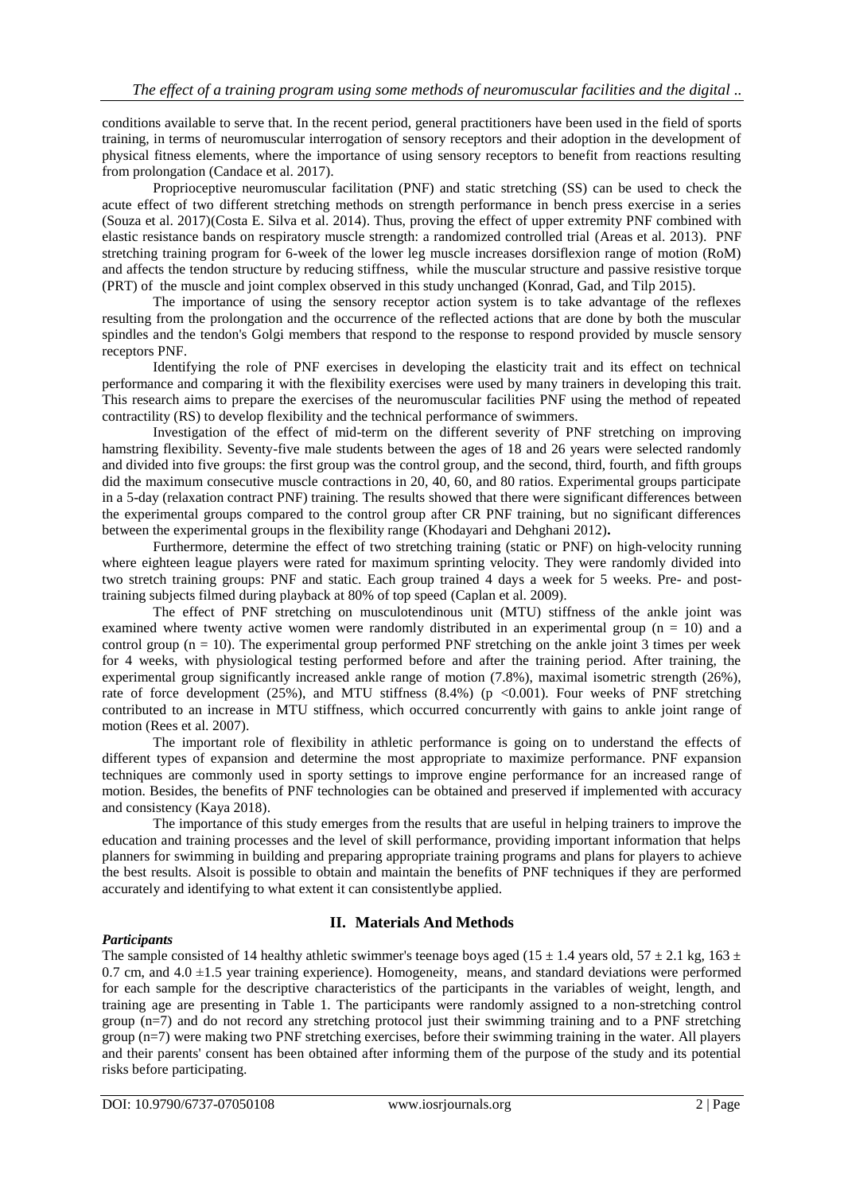conditions available to serve that. In the recent period, general practitioners have been used in the field of sports training, in terms of neuromuscular interrogation of sensory receptors and their adoption in the development of physical fitness elements, where the importance of using sensory receptors to benefit from reactions resulting from prolongation (Candace et al. 2017).

Proprioceptive neuromuscular facilitation (PNF) and static stretching (SS) can be used to check the acute effect of two different stretching methods on strength performance in bench press exercise in a series (Souza et al. 2017)(Costa E. Silva et al. 2014). Thus, proving the effect of upper extremity PNF combined with elastic resistance bands on respiratory muscle strength: a randomized controlled trial (Areas et al. 2013). PNF stretching training program for 6-week of the lower leg muscle increases dorsiflexion range of motion (RoM) and affects the tendon structure by reducing stiffness, while the muscular structure and passive resistive torque (PRT) of the muscle and joint complex observed in this study unchanged (Konrad, Gad, and Tilp 2015).

The importance of using the sensory receptor action system is to take advantage of the reflexes resulting from the prolongation and the occurrence of the reflected actions that are done by both the muscular spindles and the tendon's Golgi members that respond to the response to respond provided by muscle sensory receptors PNF.

Identifying the role of PNF exercises in developing the elasticity trait and its effect on technical performance and comparing it with the flexibility exercises were used by many trainers in developing this trait. This research aims to prepare the exercises of the neuromuscular facilities PNF using the method of repeated contractility (RS) to develop flexibility and the technical performance of swimmers.

Investigation of the effect of mid-term on the different severity of PNF stretching on improving hamstring flexibility. Seventy-five male students between the ages of 18 and 26 years were selected randomly and divided into five groups: the first group was the control group, and the second, third, fourth, and fifth groups did the maximum consecutive muscle contractions in 20, 40, 60, and 80 ratios. Experimental groups participate in a 5-day (relaxation contract PNF) training. The results showed that there were significant differences between the experimental groups compared to the control group after CR PNF training, but no significant differences between the experimental groups in the flexibility range (Khodayari and Dehghani 2012)**.**

Furthermore, determine the effect of two stretching training (static or PNF) on high-velocity running where eighteen league players were rated for maximum sprinting velocity. They were randomly divided into two stretch training groups: PNF and static. Each group trained 4 days a week for 5 weeks. Pre- and post-training subjects filmed during playback at 80% of top speed (Caplan et al. 2009).

The effect of PNF stretching on musculotendinous unit (MTU) stiffness of the ankle joint was examined where twenty active women were randomly distributed in an experimental group ($n = 10$) and a control group ($n = 10$). The experimental group performed PNF stretching on the ankle joint 3 times per week for 4 weeks, with physiological testing performed before and after the training period. After training, the experimental group significantly increased ankle range of motion (7.8%), maximal isometric strength (26%), rate of force development (25%), and MTU stiffness (8.4%) ($p < 0.001$). Four weeks of PNF stretching contributed to an increase in MTU stiffness, which occurred concurrently with gains to ankle joint range of motion (Rees et al. 2007).

The important role of flexibility in athletic performance is going on to understand the effects of different types of expansion and determine the most appropriate to maximize performance. PNF expansion techniques are commonly used in sporty settings to improve engine performance for an increased range of motion. Besides, the benefits of PNF technologies can be obtained and preserved if implemented with accuracy and consistency (Kaya 2018).

The importance of this study emerges from the results that are useful in helping trainers to improve the education and training processes and the level of skill performance, providing important information that helps planners for swimming in building and preparing appropriate training programs and plans for players to achieve the best results. Alsoit is possible to obtain and maintain the benefits of PNF techniques if they are performed accurately and identifying to what extent it can consistentlybe applied.

## II. Materials And Methods

***Participants***

The sample consisted of 14 healthy athletic swimmer's teenage boys aged ($15 \pm 1.4$ years old, $57 \pm 2.1$ kg, $163 \pm 0.7$ cm, and $4.0 \pm 1.5$ year training experience). Homogeneity, means, and standard deviations were performed for each sample for the descriptive characteristics of the participants in the variables of weight, length, and training age are presenting in Table 1. The participants were randomly assigned to a non-stretching control group (n=7) and do not record any stretching protocol just their swimming training and to a PNF stretching group (n=7) were making two PNF stretching exercises, before their swimming training in the water. All players and their parents' consent has been obtained after informing them of the purpose of the study and its potential risks before participating.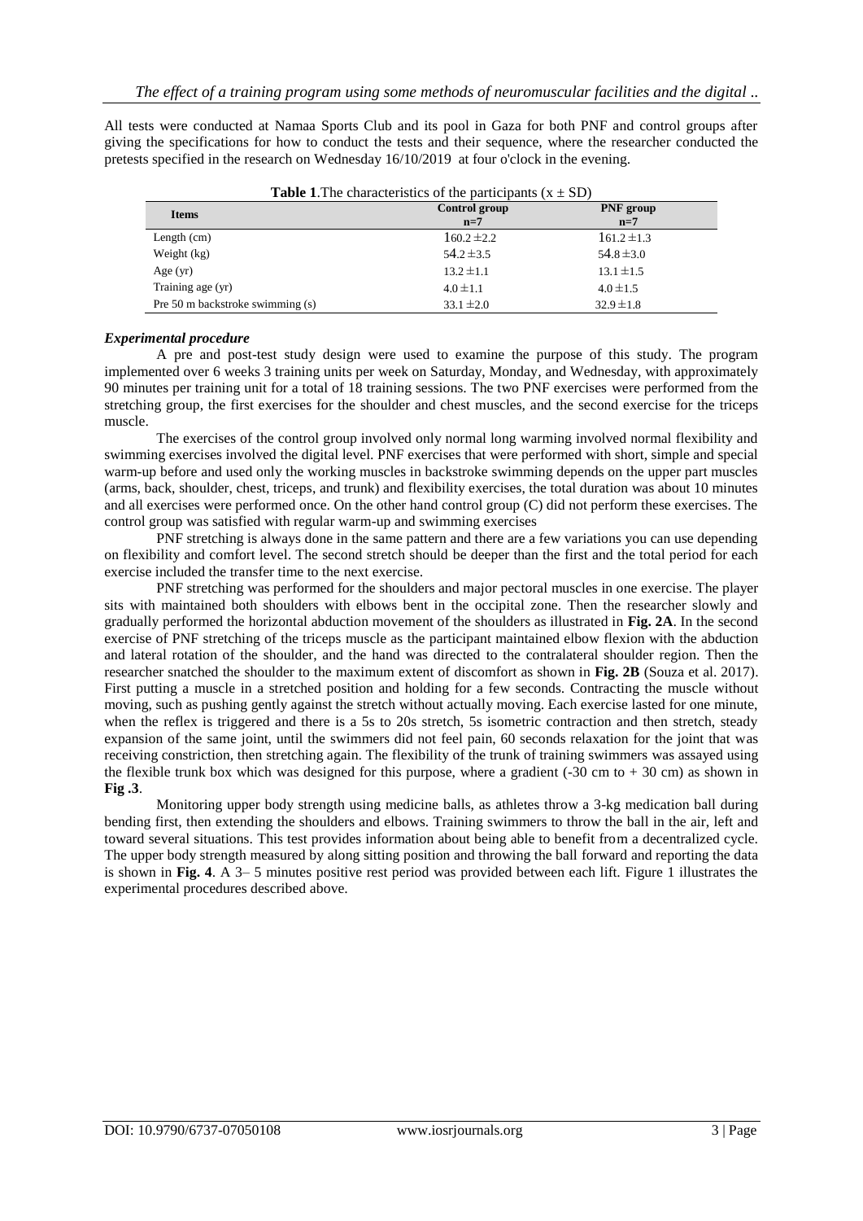All tests were conducted at Namaa Sports Club and its pool in Gaza for both PNF and control groups after giving the specifications for how to conduct the tests and their sequence, where the researcher conducted the pretests specified in the research on Wednesday 16/10/2019 at four o'clock in the evening.

**Table 1**.The characteristics of the participants ($x \pm SD$)

| Items | Control group n=7 | PNF group n=7 |
|---|---|---|
| Length (cm) | 160.2 ±2.2 | 161.2 ±1.3 |
| Weight (kg) | 54.2 ±3.5 | 54.8 ±3.0 |
| Age (yr) | 13.2 ±1.1 | 13.1 ±1.5 |
| Training age (yr) | 4.0 ±1.1 | 4.0 ±1.5 |
| Pre 50 m backstroke swimming (s) | 33.1 ±2.0 | 32.9 ±1.8 |

### *Experimental procedure*

A pre and post-test study design were used to examine the purpose of this study. The program implemented over 6 weeks 3 training units per week on Saturday, Monday, and Wednesday, with approximately 90 minutes per training unit for a total of 18 training sessions. The two PNF exercises were performed from the stretching group, the first exercises for the shoulder and chest muscles, and the second exercise for the triceps muscle.

The exercises of the control group involved only normal long warming involved normal flexibility and swimming exercises involved the digital level. PNF exercises that were performed with short, simple and special warm-up before and used only the working muscles in backstroke swimming depends on the upper part muscles (arms, back, shoulder, chest, triceps, and trunk) and flexibility exercises, the total duration was about 10 minutes and all exercises were performed once. On the other hand control group (C) did not perform these exercises. The control group was satisfied with regular warm-up and swimming exercises

PNF stretching is always done in the same pattern and there are a few variations you can use depending on flexibility and comfort level. The second stretch should be deeper than the first and the total period for each exercise included the transfer time to the next exercise.

PNF stretching was performed for the shoulders and major pectoral muscles in one exercise. The player sits with maintained both shoulders with elbows bent in the occipital zone. Then the researcher slowly and gradually performed the horizontal abduction movement of the shoulders as illustrated in **Fig. 2A**. In the second exercise of PNF stretching of the triceps muscle as the participant maintained elbow flexion with the abduction and lateral rotation of the shoulder, and the hand was directed to the contralateral shoulder region. Then the researcher snatched the shoulder to the maximum extent of discomfort as shown in **Fig. 2B** (Souza et al. 2017). First putting a muscle in a stretched position and holding for a few seconds. Contracting the muscle without moving, such as pushing gently against the stretch without actually moving. Each exercise lasted for one minute, when the reflex is triggered and there is a 5s to 20s stretch, 5s isometric contraction and then stretch, steady expansion of the same joint, until the swimmers did not feel pain, 60 seconds relaxation for the joint that was receiving constriction, then stretching again. The flexibility of the trunk of training swimmers was assayed using the flexible trunk box which was designed for this purpose, where a gradient (-30 cm to + 30 cm) as shown in **Fig .3**.

Monitoring upper body strength using medicine balls, as athletes throw a 3-kg medication ball during bending first, then extending the shoulders and elbows. Training swimmers to throw the ball in the air, left and toward several situations. This test provides information about being able to benefit from a decentralized cycle. The upper body strength measured by along sitting position and throwing the ball forward and reporting the data is shown in **Fig. 4**. A 3– 5 minutes positive rest period was provided between each lift. Figure 1 illustrates the experimental procedures described above.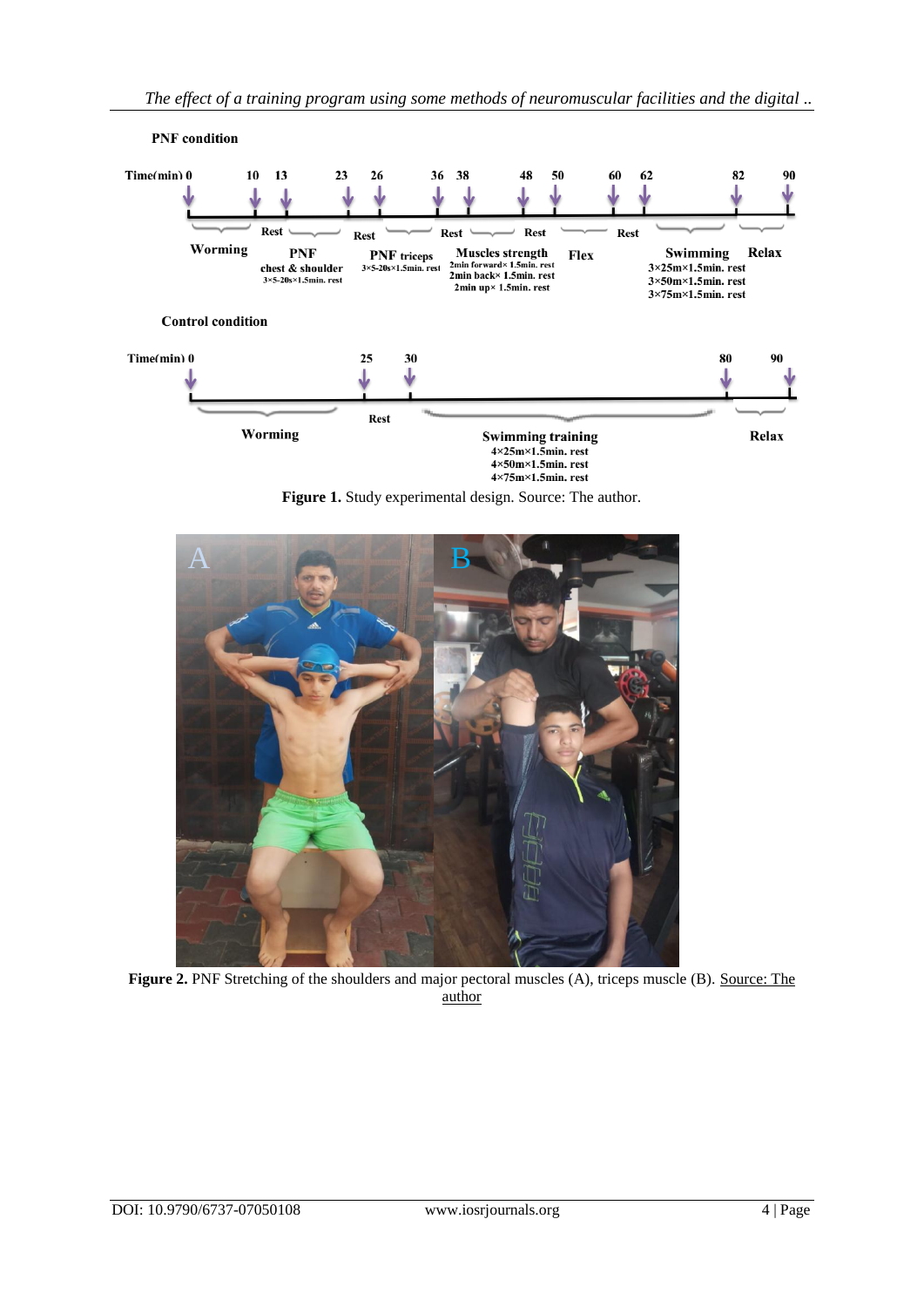**PNF condition**

Time(min) 0 — 10 — 13 — 23 — 26 — 36 — 38 — 48 — 50 — 60 — 62 — 82 — 90

Worming | Rest | PNF chest & shoulder 3×5-20s×1.5min. rest | Rest | PNF triceps 3×5-20s×1.5min. rest | Rest | Muscles strength 2min forward× 1.5min. rest 2min back× 1.5min. rest 2min up× 1.5min. rest | Rest | Flex | Rest | Swimming 3×25m×1.5min. rest 3×50m×1.5min. rest 3×75m×1.5min. rest | Relax

**Control condition**

Time(min) 0 — 25 — 30 — 80 — 90

Worming | Rest | Swimming training 4×25m×1.5min. rest 4×50m×1.5min. rest 4×75m×1.5min. rest | Relax

**Figure 1.** Study experimental design. Source: The author.

**Figure 2.** PNF Stretching of the shoulders and major pectoral muscles (A), triceps muscle (B). Source: The author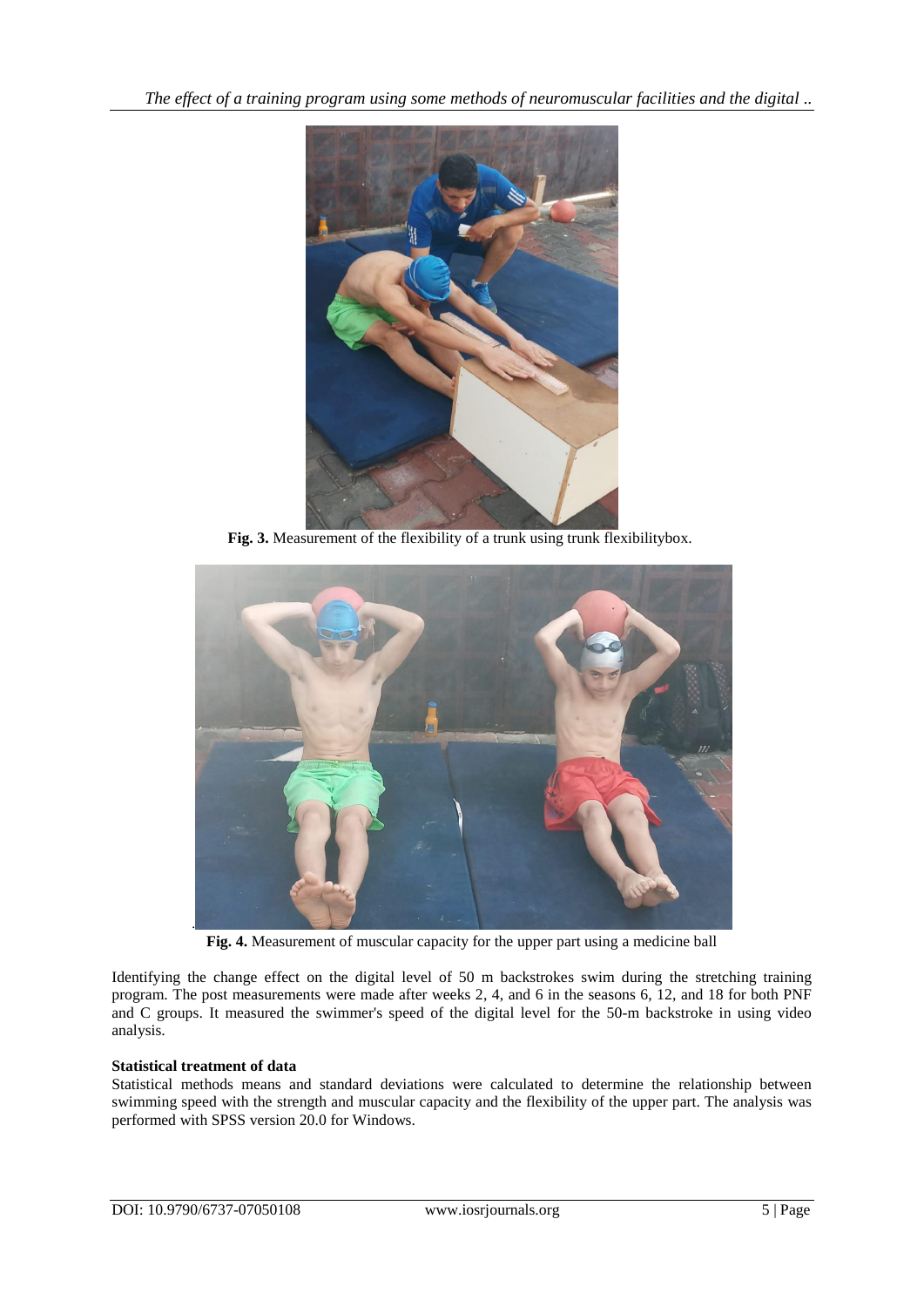**Fig. 3.** Measurement of the flexibility of a trunk using trunk flexibilitybox.

**Fig. 4.** Measurement of muscular capacity for the upper part using a medicine ball

Identifying the change effect on the digital level of 50 m backstrokes swim during the stretching training program. The post measurements were made after weeks 2, 4, and 6 in the seasons 6, 12, and 18 for both PNF and C groups. It measured the swimmer's speed of the digital level for the 50-m backstroke in using video analysis.

**Statistical treatment of data**

Statistical methods means and standard deviations were calculated to determine the relationship between swimming speed with the strength and muscular capacity and the flexibility of the upper part. The analysis was performed with SPSS version 20.0 for Windows.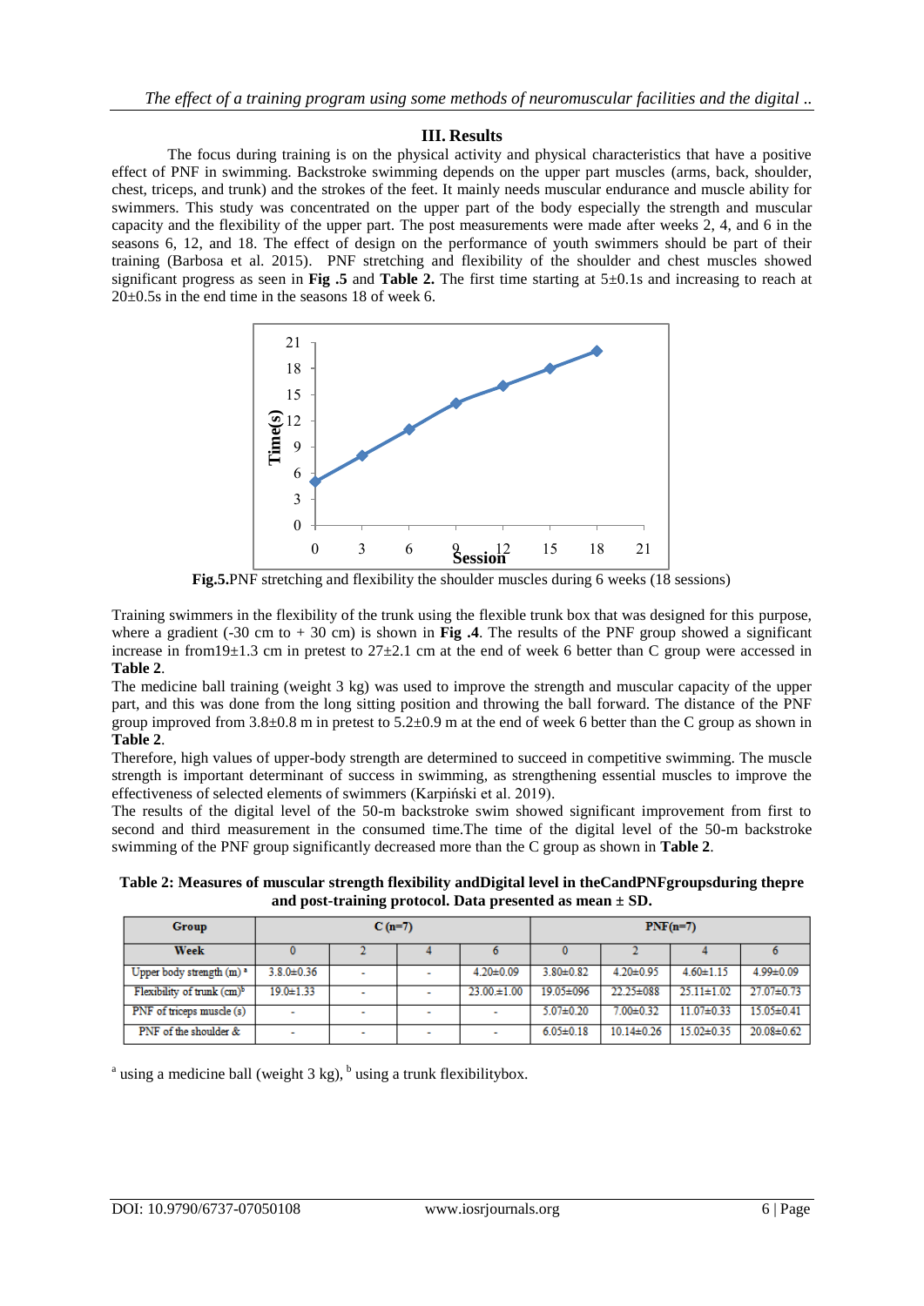## III. Results

The focus during training is on the physical activity and physical characteristics that have a positive effect of PNF in swimming. Backstroke swimming depends on the upper part muscles (arms, back, shoulder, chest, triceps, and trunk) and the strokes of the feet. It mainly needs muscular endurance and muscle ability for swimmers. This study was concentrated on the upper part of the body especially the strength and muscular capacity and the flexibility of the upper part. The post measurements were made after weeks 2, 4, and 6 in the seasons 6, 12, and 18. The effect of design on the performance of youth swimmers should be part of their training (Barbosa et al. 2015). PNF stretching and flexibility of the shoulder and chest muscles showed significant progress as seen in **Fig .5** and **Table 2.** The first time starting at 5±0.1s and increasing to reach at 20±0.5s in the end time in the seasons 18 of week 6.

**Fig.5.**PNF stretching and flexibility the shoulder muscles during 6 weeks (18 sessions)

Training swimmers in the flexibility of the trunk using the flexible trunk box that was designed for this purpose, where a gradient (-30 cm to + 30 cm) is shown in **Fig .4**. The results of the PNF group showed a significant increase in from19±1.3 cm in pretest to 27±2.1 cm at the end of week 6 better than C group were accessed in **Table 2**.

The medicine ball training (weight 3 kg) was used to improve the strength and muscular capacity of the upper part, and this was done from the long sitting position and throwing the ball forward. The distance of the PNF group improved from 3.8±0.8 m in pretest to 5.2±0.9 m at the end of week 6 better than the C group as shown in **Table 2**.

Therefore, high values of upper-body strength are determined to succeed in competitive swimming. The muscle strength is important determinant of success in swimming, as strengthening essential muscles to improve the effectiveness of selected elements of swimmers (Karpiński et al. 2019).

The results of the digital level of the 50-m backstroke swim showed significant improvement from first to second and third measurement in the consumed time.The time of the digital level of the 50-m backstroke swimming of the PNF group significantly decreased more than the C group as shown in **Table 2**.

**Table 2: Measures of muscular strength flexibility andDigital level in theCandPNFgroupsduring thepre and post-training protocol. Data presented as mean ± SD.**

| Group | C (n=7) | | | | PNF(n=7) | | | |
|---|---|---|---|---|---|---|---|---|
| Week | 0 | 2 | 4 | 6 | 0 | 2 | 4 | 6 |
| Upper body strength (m) [a] | 3.8.0±0.36 | - | - | 4.20±0.09 | 3.80±0.82 | 4.20±0.95 | 4.60±1.15 | 4.99±0.09 |
| Flexibility of trunk (cm)[b] | 19.0±1.33 | - | - | 23.00.±1.00 | 19.05±096 | 22.25±088 | 25.11±1.02 | 27.07±0.73 |
| PNF of triceps muscle (s) | - | - | - | - | 5.07±0.20 | 7.00±0.32 | 11.07±0.33 | 15.05±0.41 |
| PNF of the shoulder & | - | - | - | - | 6.05±0.18 | 10.14±0.26 | 15.02±0.35 | 20.08±0.62 |

[a] using a medicine ball (weight 3 kg), [b] using a trunk flexibilitybox.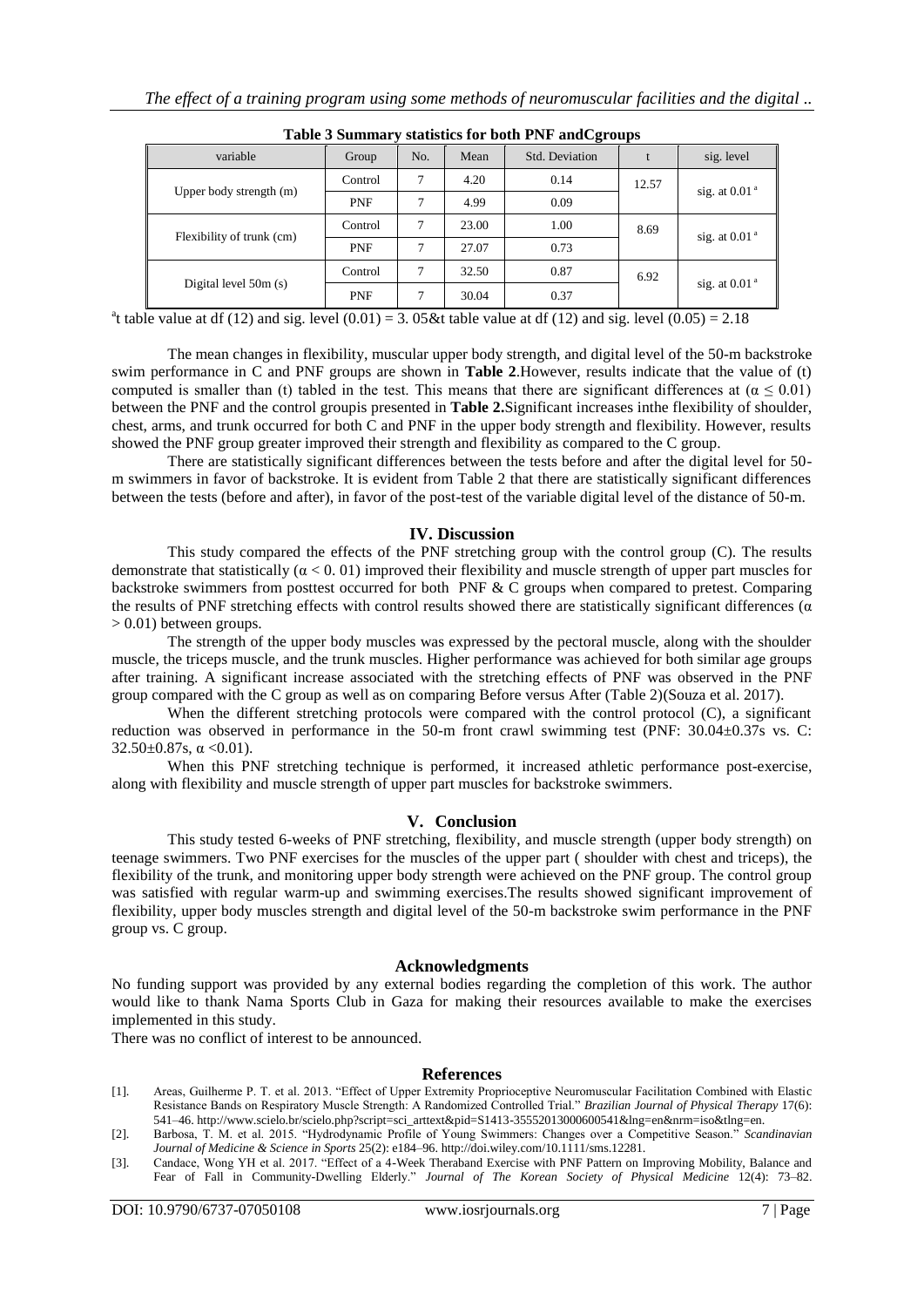**Table 3 Summary statistics for both PNF andCgroups**

| variable | Group | No. | Mean | Std. Deviation | t | sig. level |
|---|---|---|---|---|---|---|
| Upper body strength (m) | Control | 7 | 4.20 | 0.14 | 12.57 | sig. at 0.01 [a] |
| | PNF | 7 | 4.99 | 0.09 | | |
| Flexibility of trunk (cm) | Control | 7 | 23.00 | 1.00 | 8.69 | sig. at 0.01 [a] |
| | PNF | 7 | 27.07 | 0.73 | | |
| Digital level 50m (s) | Control | 7 | 32.50 | 0.87 | 6.92 | sig. at 0.01 [a] |
| | PNF | 7 | 30.04 | 0.37 | | |

[a]t table value at df (12) and sig. level (0.01) = 3. 05&t table value at df (12) and sig. level (0.05) = 2.18

The mean changes in flexibility, muscular upper body strength, and digital level of the 50-m backstroke swim performance in C and PNF groups are shown in **Table 2**.However, results indicate that the value of (t) computed is smaller than (t) tabled in the test. This means that there are significant differences at ($\alpha \leq 0.01$) between the PNF and the control groupis presented in **Table 2.**Significant increases inthe flexibility of shoulder, chest, arms, and trunk occurred for both C and PNF in the upper body strength and flexibility. However, results showed the PNF group greater improved their strength and flexibility as compared to the C group.

There are statistically significant differences between the tests before and after the digital level for 50-m swimmers in favor of backstroke. It is evident from Table 2 that there are statistically significant differences between the tests (before and after), in favor of the post-test of the variable digital level of the distance of 50-m.

## IV. Discussion

This study compared the effects of the PNF stretching group with the control group (C). The results demonstrate that statistically ($\alpha < 0.01$) improved their flexibility and muscle strength of upper part muscles for backstroke swimmers from posttest occurred for both PNF & C groups when compared to pretest. Comparing the results of PNF stretching effects with control results showed there are statistically significant differences ($\alpha > 0.01$) between groups.

The strength of the upper body muscles was expressed by the pectoral muscle, along with the shoulder muscle, the triceps muscle, and the trunk muscles. Higher performance was achieved for both similar age groups after training. A significant increase associated with the stretching effects of PNF was observed in the PNF group compared with the C group as well as on comparing Before versus After (Table 2)(Souza et al. 2017).

When the different stretching protocols were compared with the control protocol (C), a significant reduction was observed in performance in the 50-m front crawl swimming test (PNF: 30.04±0.37s vs. C: 32.50±0.87s, $\alpha < 0.01$).

When this PNF stretching technique is performed, it increased athletic performance post-exercise, along with flexibility and muscle strength of upper part muscles for backstroke swimmers.

## V. Conclusion

This study tested 6-weeks of PNF stretching, flexibility, and muscle strength (upper body strength) on teenage swimmers. Two PNF exercises for the muscles of the upper part ( shoulder with chest and triceps), the flexibility of the trunk, and monitoring upper body strength were achieved on the PNF group. The control group was satisfied with regular warm-up and swimming exercises.The results showed significant improvement of flexibility, upper body muscles strength and digital level of the 50-m backstroke swim performance in the PNF group vs. C group.

## Acknowledgments

No funding support was provided by any external bodies regarding the completion of this work. The author would like to thank Nama Sports Club in Gaza for making their resources available to make the exercises implemented in this study.

There was no conflict of interest to be announced.

## References

[1]. Areas, Guilherme P. T. et al. 2013. "Effect of Upper Extremity Proprioceptive Neuromuscular Facilitation Combined with Elastic Resistance Bands on Respiratory Muscle Strength: A Randomized Controlled Trial." *Brazilian Journal of Physical Therapy* 17(6): 541–46. http://www.scielo.br/scielo.php?script=sci_arttext&pid=S1413-35552013000600541&lng=en&nrm=iso&tlng=en.

[2]. Barbosa, T. M. et al. 2015. "Hydrodynamic Profile of Young Swimmers: Changes over a Competitive Season." *Scandinavian Journal of Medicine & Science in Sports* 25(2): e184–96. http://doi.wiley.com/10.1111/sms.12281.

[3]. Candace, Wong YH et al. 2017. "Effect of a 4-Week Theraband Exercise with PNF Pattern on Improving Mobility, Balance and Fear of Fall in Community-Dwelling Elderly." *Journal of The Korean Society of Physical Medicine* 12(4): 73–82.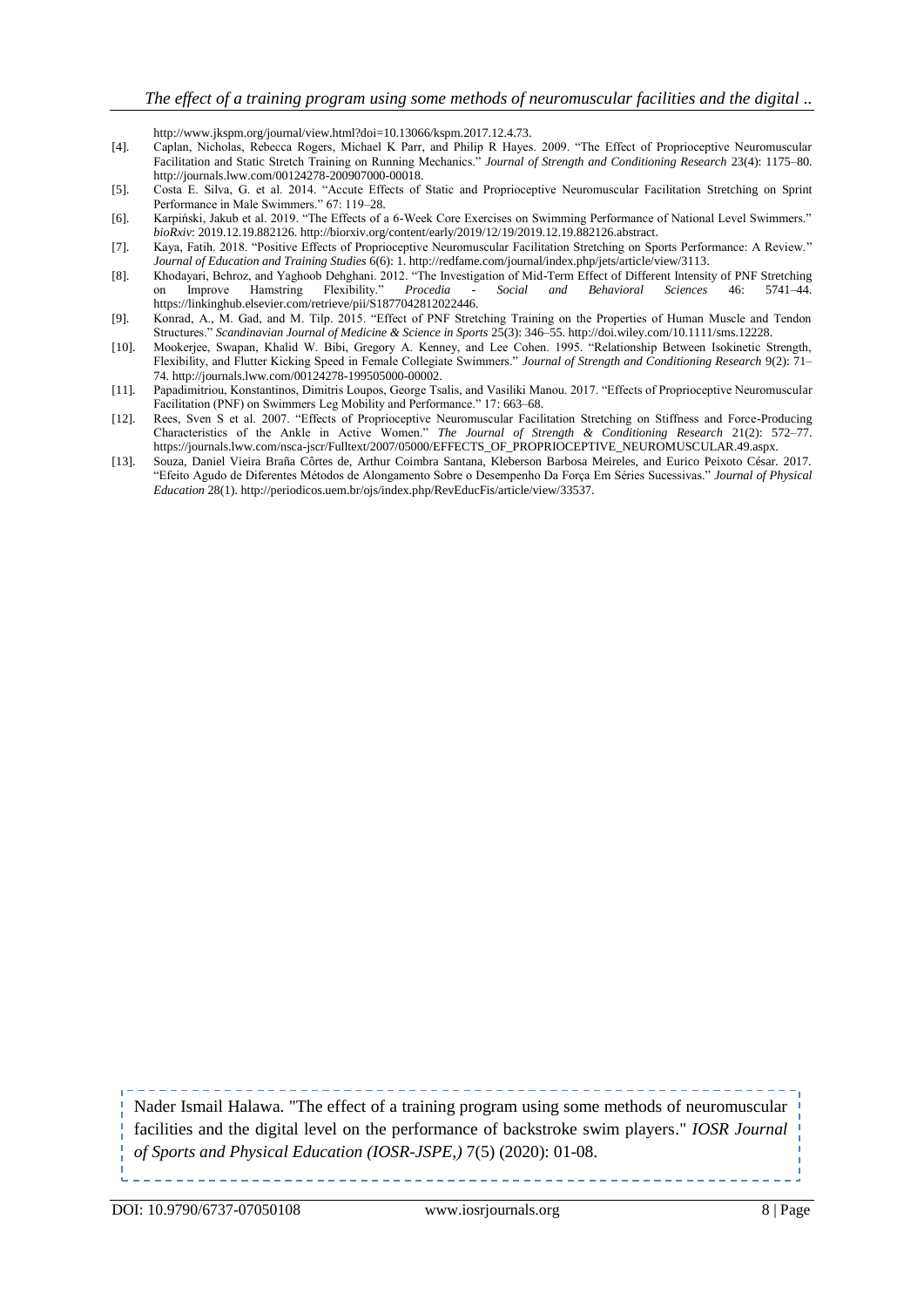http://www.jkspm.org/journal/view.html?doi=10.13066/kspm.2017.12.4.73.

[4]. Caplan, Nicholas, Rebecca Rogers, Michael K Parr, and Philip R Hayes. 2009. "The Effect of Proprioceptive Neuromuscular Facilitation and Static Stretch Training on Running Mechanics." *Journal of Strength and Conditioning Research* 23(4): 1175–80. http://journals.lww.com/00124278-200907000-00018.

[5]. Costa E. Silva, G. et al. 2014. "Accute Effects of Static and Proprioceptive Neuromuscular Facilitation Stretching on Sprint Performance in Male Swimmers." 67: 119–28.

[6]. Karpiński, Jakub et al. 2019. "The Effects of a 6-Week Core Exercises on Swimming Performance of National Level Swimmers." *bioRxiv*: 2019.12.19.882126. http://biorxiv.org/content/early/2019/12/19/2019.12.19.882126.abstract.

[7]. Kaya, Fatih. 2018. "Positive Effects of Proprioceptive Neuromuscular Facilitation Stretching on Sports Performance: A Review." *Journal of Education and Training Studies* 6(6): 1. http://redfame.com/journal/index.php/jets/article/view/3113.

[8]. Khodayari, Behroz, and Yaghoob Dehghani. 2012. "The Investigation of Mid-Term Effect of Different Intensity of PNF Stretching on Improve Hamstring Flexibility." *Procedia - Social and Behavioral Sciences* 46: 5741–44. https://linkinghub.elsevier.com/retrieve/pii/S1877042812022446.

[9]. Konrad, A., M. Gad, and M. Tilp. 2015. "Effect of PNF Stretching Training on the Properties of Human Muscle and Tendon Structures." *Scandinavian Journal of Medicine & Science in Sports* 25(3): 346–55. http://doi.wiley.com/10.1111/sms.12228.

[10]. Mookerjee, Swapan, Khalid W. Bibi, Gregory A. Kenney, and Lee Cohen. 1995. "Relationship Between Isokinetic Strength, Flexibility, and Flutter Kicking Speed in Female Collegiate Swimmers." *Journal of Strength and Conditioning Research* 9(2): 71–74. http://journals.lww.com/00124278-199505000-00002.

[11]. Papadimitriou, Konstantinos, Dimitris Loupos, George Tsalis, and Vasiliki Manou. 2017. "Effects of Proprioceptive Neuromuscular Facilitation (PNF) on Swimmers Leg Mobility and Performance." 17: 663–68.

[12]. Rees, Sven S et al. 2007. "Effects of Proprioceptive Neuromuscular Facilitation Stretching on Stiffness and Force-Producing Characteristics of the Ankle in Active Women." *The Journal of Strength & Conditioning Research* 21(2): 572–77. https://journals.lww.com/nsca-jscr/Fulltext/2007/05000/EFFECTS_OF_PROPRIOCEPTIVE_NEUROMUSCULAR.49.aspx.

[13]. Souza, Daniel Vieira Braña Côrtes de, Arthur Coimbra Santana, Kleberson Barbosa Meireles, and Eurico Peixoto César. 2017. "Efeito Agudo de Diferentes Métodos de Alongamento Sobre o Desempenho Da Força Em Séries Sucessivas." *Journal of Physical Education* 28(1). http://periodicos.uem.br/ojs/index.php/RevEducFis/article/view/33537.

Nader Ismail Halawa. "The effect of a training program using some methods of neuromuscular facilities and the digital level on the performance of backstroke swim players." *IOSR Journal of Sports and Physical Education (IOSR-JSPE,)* 7(5) (2020): 01-08.